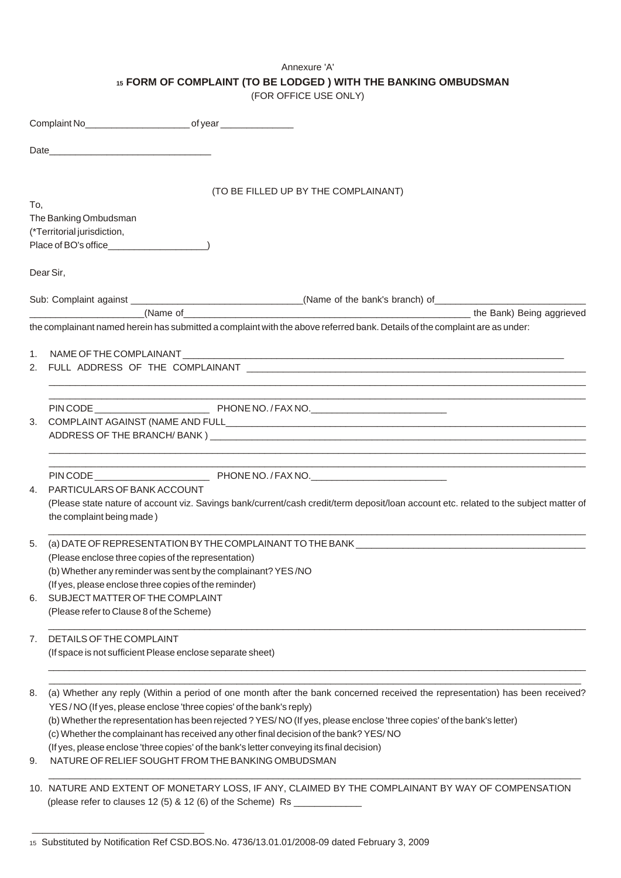Annexure 'A'

## [15] FORM OF COMPLAINT (TO BE LODGED ) WITH THE BANKING OMBUDSMAN

(FOR OFFICE USE ONLY)

Complaint No____________________ of year ______________

Date_______________________________

(TO BE FILLED UP BY THE COMPLAINANT)

To,
The Banking Ombudsman
(*Territorial jurisdiction,
Place of BO's office___________________)

Dear Sir,

Sub: Complaint against ________________________________(Name of the bank's branch) of____________________________ _____________________(Name of_______________________________________________________ the Bank) Being aggrieved the complainant named herein has submitted a complaint with the above referred bank. Details of the complaint are as under:

1. NAME OF THE COMPLAINANT ___________________________________________________________________________
2. FULL ADDRESS OF THE COMPLAINANT _________________________________________________________________
   _____________________________________________________________________________________________________
   _____________________________________________________________________________________________________
   PIN CODE _____________________ PHONE NO. / FAX NO.__________________________
3. COMPLAINT AGAINST (NAME AND FULL_________________________________________________________________
   ADDRESS OF THE BRANCH/ BANK ) ___________________________________________________________________
   _____________________________________________________________________________________________________
   _____________________________________________________________________________________________________
   PIN CODE _____________________ PHONE NO. / FAX NO.__________________________
4. PARTICULARS OF BANK ACCOUNT
   (Please state nature of account viz. Savings bank/current/cash credit/term deposit/loan account etc. related to the subject matter of the complaint being made )
   _____________________________________________________________________________________________________
5. (a) DATE OF REPRESENTATION BY THE COMPLAINANT TO THE BANK ____________________________________________
   (Please enclose three copies of the representation)
   (b) Whether any reminder was sent by the complainant? YES /NO
   (If yes, please enclose three copies of the reminder)
6. SUBJECT MATTER OF THE COMPLAINT
   (Please refer to Clause 8 of the Scheme)
   _____________________________________________________________________________________________________
7. DETAILS OF THE COMPLAINT
   (If space is not sufficient Please enclose separate sheet)
   _____________________________________________________________________________________________________
   _____________________________________________________________________________________________________
8. (a) Whether any reply (Within a period of one month after the bank concerned received the representation) has been received? YES / NO (If yes, please enclose 'three copies' of the bank's reply)
   (b) Whether the representation has been rejected ? YES/ NO (If yes, please enclose 'three copies' of the bank's letter)
   (c) Whether the complainant has received any other final decision of the bank? YES/ NO
   (If yes, please enclose 'three copies' of the bank's letter conveying its final decision)
9. NATURE OF RELIEF SOUGHT FROM THE BANKING OMBUDSMAN
   _____________________________________________________________________________________________________
10. NATURE AND EXTENT OF MONETARY LOSS, IF ANY, CLAIMED BY THE COMPLAINANT BY WAY OF COMPENSATION (please refer to clauses 12 (5) & 12 (6) of the Scheme) Rs _____________

---

[15] Substituted by Notification Ref CSD.BOS.No. 4736/13.01.01/2008-09 dated February 3, 2009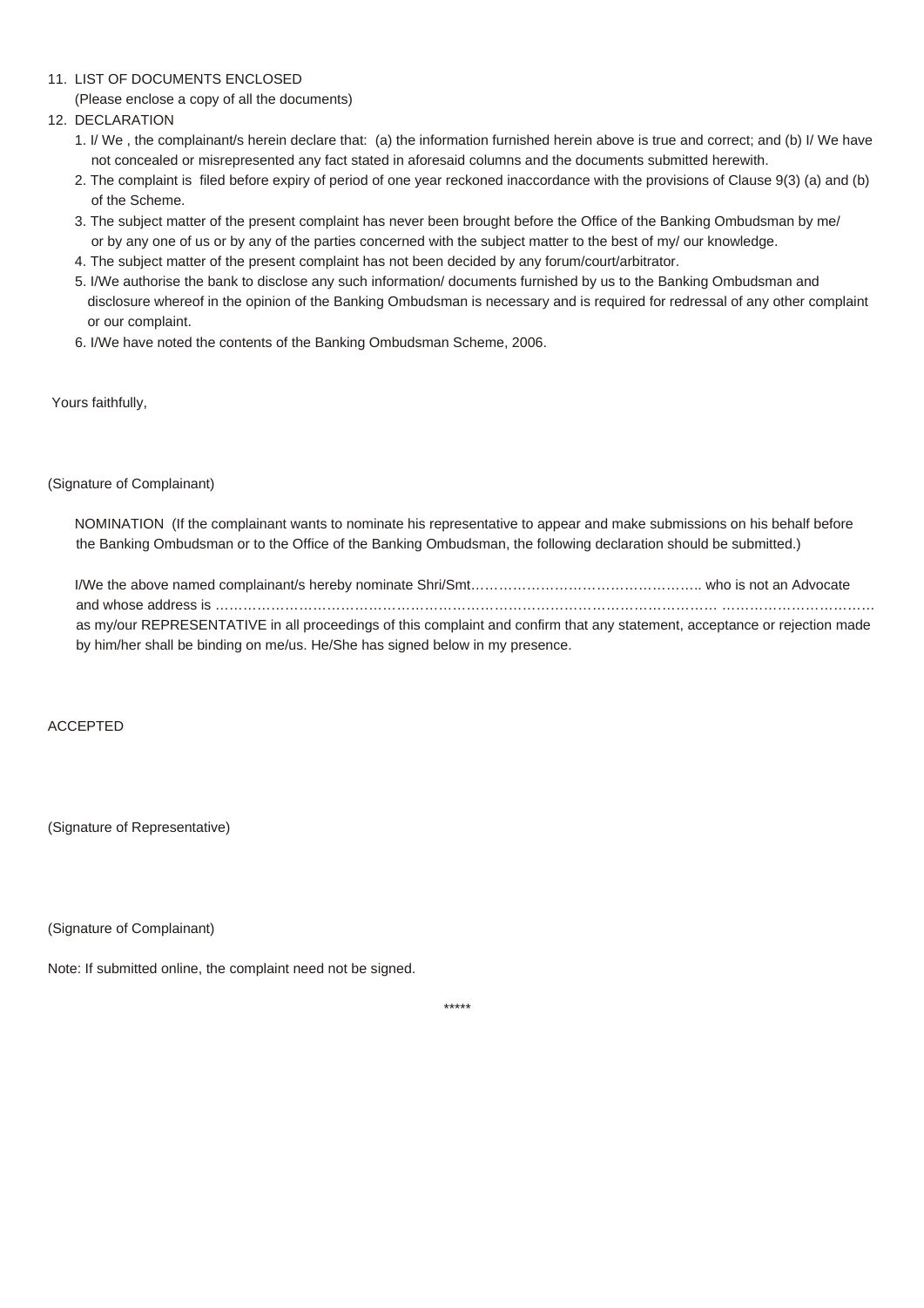11. LIST OF DOCUMENTS ENCLOSED

    (Please enclose a copy of all the documents)

12. DECLARATION

    1. I/ We , the complainant/s herein declare that: (a) the information furnished herein above is true and correct; and (b) I/ We have not concealed or misrepresented any fact stated in aforesaid columns and the documents submitted herewith.
    2. The complaint is filed before expiry of period of one year reckoned inaccordance with the provisions of Clause 9(3) (a) and (b) of the Scheme.
    3. The subject matter of the present complaint has never been brought before the Office of the Banking Ombudsman by me/ or by any one of us or by any of the parties concerned with the subject matter to the best of my/ our knowledge.
    4. The subject matter of the present complaint has not been decided by any forum/court/arbitrator.
    5. I/We authorise the bank to disclose any such information/ documents furnished by us to the Banking Ombudsman and disclosure whereof in the opinion of the Banking Ombudsman is necessary and is required for redressal of any other complaint or our complaint.
    6. I/We have noted the contents of the Banking Ombudsman Scheme, 2006.

Yours faithfully,

(Signature of Complainant)

NOMINATION (If the complainant wants to nominate his representative to appear and make submissions on his behalf before the Banking Ombudsman or to the Office of the Banking Ombudsman, the following declaration should be submitted.)

I/We the above named complainant/s hereby nominate Shri/Smt………………………………………….. who is not an Advocate and whose address is ……………………………………………………………………………………………… ……………………………. as my/our REPRESENTATIVE in all proceedings of this complaint and confirm that any statement, acceptance or rejection made by him/her shall be binding on me/us. He/She has signed below in my presence.

ACCEPTED

(Signature of Representative)

(Signature of Complainant)

Note: If submitted online, the complaint need not be signed.

*****